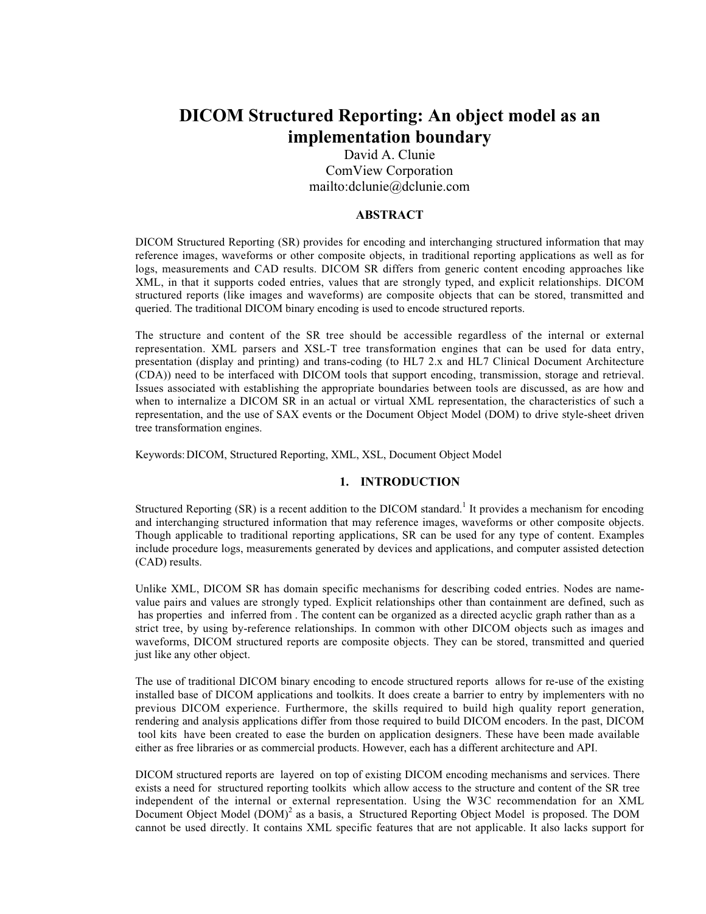# DICOM Structured Reporting: An object model as an implementation boundary

David A. Clunie
ComView Corporation
mailto:dclunie@dclunie.com

## ABSTRACT

DICOM Structured Reporting (SR) provides for encoding and interchanging structured information that may reference images, waveforms or other composite objects, in traditional reporting applications as well as for logs, measurements and CAD results. DICOM SR differs from generic content encoding approaches like XML, in that it supports coded entries, values that are strongly typed, and explicit relationships. DICOM structured reports (like images and waveforms) are composite objects that can be stored, transmitted and queried. The traditional DICOM binary encoding is used to encode structured reports.

The structure and content of the SR tree should be accessible regardless of the internal or external representation. XML parsers and XSL-T tree transformation engines that can be used for data entry, presentation (display and printing) and trans-coding (to HL7 2.x and HL7 Clinical Document Architecture (CDA)) need to be interfaced with DICOM tools that support encoding, transmission, storage and retrieval. Issues associated with establishing the appropriate boundaries between tools are discussed, as are how and when to internalize a DICOM SR in an actual or virtual XML representation, the characteristics of such a representation, and the use of SAX events or the Document Object Model (DOM) to drive style-sheet driven tree transformation engines.

Keywords: DICOM, Structured Reporting, XML, XSL, Document Object Model

## 1. INTRODUCTION

Structured Reporting (SR) is a recent addition to the DICOM standard.[1] It provides a mechanism for encoding and interchanging structured information that may reference images, waveforms or other composite objects. Though applicable to traditional reporting applications, SR can be used for any type of content. Examples include procedure logs, measurements generated by devices and applications, and computer assisted detection (CAD) results.

Unlike XML, DICOM SR has domain specific mechanisms for describing coded entries. Nodes are name-value pairs and values are strongly typed. Explicit relationships other than containment are defined, such as has properties and inferred from . The content can be organized as a directed acyclic graph rather than as a strict tree, by using by-reference relationships. In common with other DICOM objects such as images and waveforms, DICOM structured reports are composite objects. They can be stored, transmitted and queried just like any other object.

The use of traditional DICOM binary encoding to encode structured reports allows for re-use of the existing installed base of DICOM applications and toolkits. It does create a barrier to entry by implementers with no previous DICOM experience. Furthermore, the skills required to build high quality report generation, rendering and analysis applications differ from those required to build DICOM encoders. In the past, DICOM tool kits have been created to ease the burden on application designers. These have been made available either as free libraries or as commercial products. However, each has a different architecture and API.

DICOM structured reports are layered on top of existing DICOM encoding mechanisms and services. There exists a need for structured reporting toolkits which allow access to the structure and content of the SR tree independent of the internal or external representation. Using the W3C recommendation for an XML Document Object Model (DOM)[2] as a basis, a Structured Reporting Object Model is proposed. The DOM cannot be used directly. It contains XML specific features that are not applicable. It also lacks support for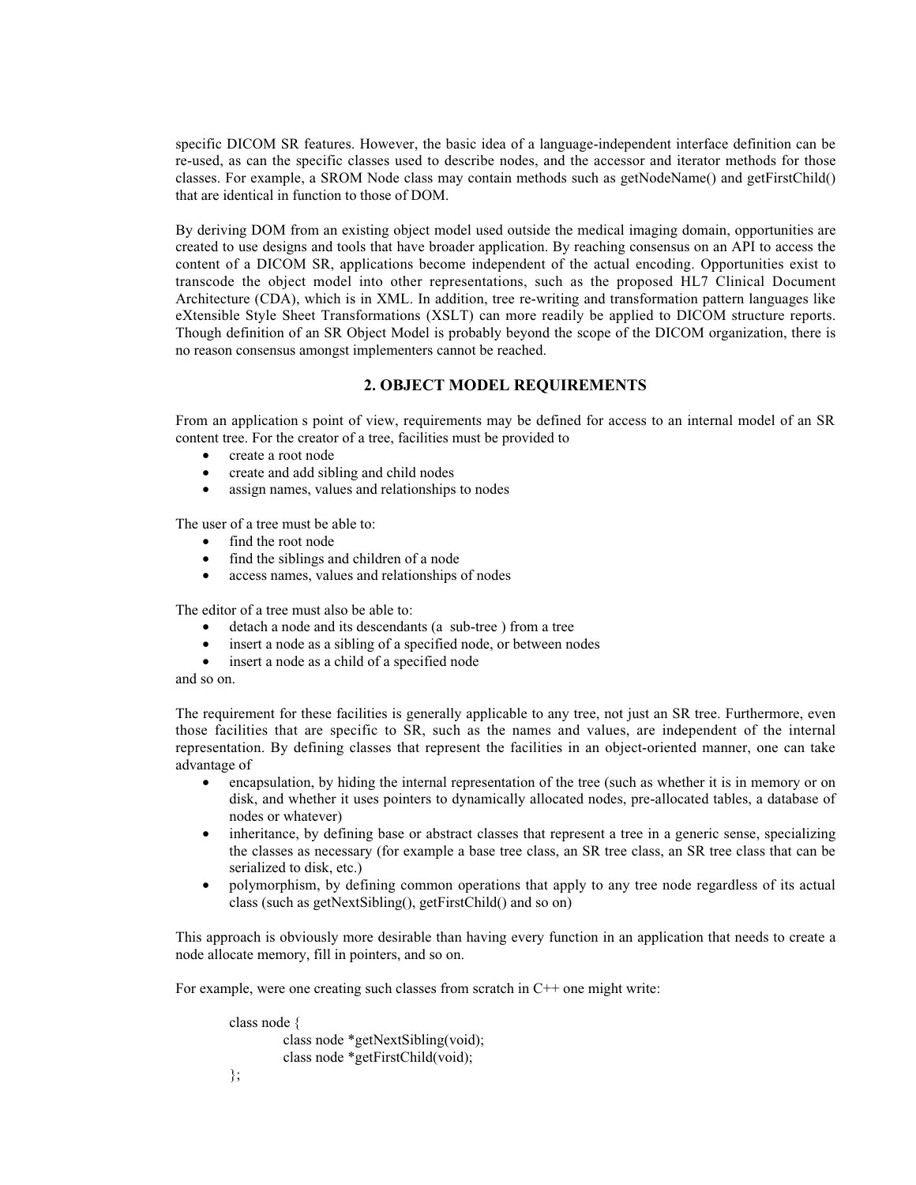specific DICOM SR features. However, the basic idea of a language-independent interface definition can be re-used, as can the specific classes used to describe nodes, and the accessor and iterator methods for those classes. For example, a SROM Node class may contain methods such as getNodeName() and getFirstChild() that are identical in function to those of DOM.

By deriving DOM from an existing object model used outside the medical imaging domain, opportunities are created to use designs and tools that have broader application. By reaching consensus on an API to access the content of a DICOM SR, applications become independent of the actual encoding. Opportunities exist to transcode the object model into other representations, such as the proposed HL7 Clinical Document Architecture (CDA), which is in XML. In addition, tree re-writing and transformation pattern languages like eXtensible Style Sheet Transformations (XSLT) can more readily be applied to DICOM structure reports. Though definition of an SR Object Model is probably beyond the scope of the DICOM organization, there is no reason consensus amongst implementers cannot be reached.

## 2. OBJECT MODEL REQUIREMENTS

From an application s point of view, requirements may be defined for access to an internal model of an SR content tree. For the creator of a tree, facilities must be provided to

- create a root node
- create and add sibling and child nodes
- assign names, values and relationships to nodes

The user of a tree must be able to:

- find the root node
- find the siblings and children of a node
- access names, values and relationships of nodes

The editor of a tree must also be able to:

- detach a node and its descendants (a sub-tree ) from a tree
- insert a node as a sibling of a specified node, or between nodes
- insert a node as a child of a specified node

and so on.

The requirement for these facilities is generally applicable to any tree, not just an SR tree. Furthermore, even those facilities that are specific to SR, such as the names and values, are independent of the internal representation. By defining classes that represent the facilities in an object-oriented manner, one can take advantage of

- encapsulation, by hiding the internal representation of the tree (such as whether it is in memory or on disk, and whether it uses pointers to dynamically allocated nodes, pre-allocated tables, a database of nodes or whatever)
- inheritance, by defining base or abstract classes that represent a tree in a generic sense, specializing the classes as necessary (for example a base tree class, an SR tree class, an SR tree class that can be serialized to disk, etc.)
- polymorphism, by defining common operations that apply to any tree node regardless of its actual class (such as getNextSibling(), getFirstChild() and so on)

This approach is obviously more desirable than having every function in an application that needs to create a node allocate memory, fill in pointers, and so on.

For example, were one creating such classes from scratch in C++ one might write:

```
class node {
        class node *getNextSibling(void);
        class node *getFirstChild(void);
};
```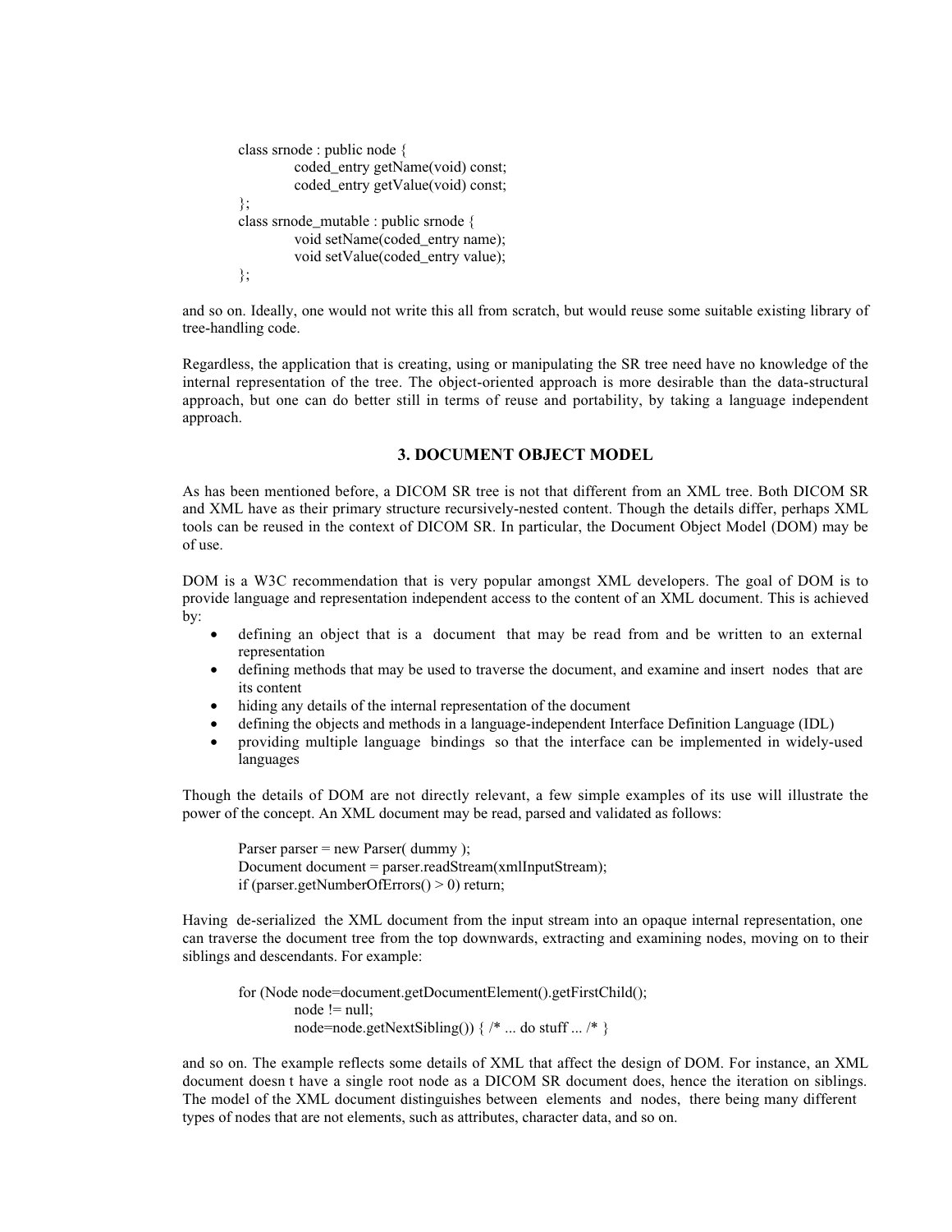```
class srnode : public node {
        coded_entry getName(void) const;
        coded_entry getValue(void) const;
};
class srnode_mutable : public srnode {
        void setName(coded_entry name);
        void setValue(coded_entry value);
};
```

and so on. Ideally, one would not write this all from scratch, but would reuse some suitable existing library of tree-handling code.

Regardless, the application that is creating, using or manipulating the SR tree need have no knowledge of the internal representation of the tree. The object-oriented approach is more desirable than the data-structural approach, but one can do better still in terms of reuse and portability, by taking a language independent approach.

## 3. DOCUMENT OBJECT MODEL

As has been mentioned before, a DICOM SR tree is not that different from an XML tree. Both DICOM SR and XML have as their primary structure recursively-nested content. Though the details differ, perhaps XML tools can be reused in the context of DICOM SR. In particular, the Document Object Model (DOM) may be of use.

DOM is a W3C recommendation that is very popular amongst XML developers. The goal of DOM is to provide language and representation independent access to the content of an XML document. This is achieved by:

- defining an object that is a document that may be read from and be written to an external representation
- defining methods that may be used to traverse the document, and examine and insert nodes that are its content
- hiding any details of the internal representation of the document
- defining the objects and methods in a language-independent Interface Definition Language (IDL)
- providing multiple language bindings so that the interface can be implemented in widely-used languages

Though the details of DOM are not directly relevant, a few simple examples of its use will illustrate the power of the concept. An XML document may be read, parsed and validated as follows:

```
Parser parser = new Parser( dummy );
Document document = parser.readStream(xmlInputStream);
if (parser.getNumberOfErrors() > 0) return;
```

Having de-serialized the XML document from the input stream into an opaque internal representation, one can traverse the document tree from the top downwards, extracting and examining nodes, moving on to their siblings and descendants. For example:

```
for (Node node=document.getDocumentElement().getFirstChild();
        node != null;
        node=node.getNextSibling()) { /* ... do stuff ... /* }
```

and so on. The example reflects some details of XML that affect the design of DOM. For instance, an XML document doesn t have a single root node as a DICOM SR document does, hence the iteration on siblings. The model of the XML document distinguishes between elements and nodes, there being many different types of nodes that are not elements, such as attributes, character data, and so on.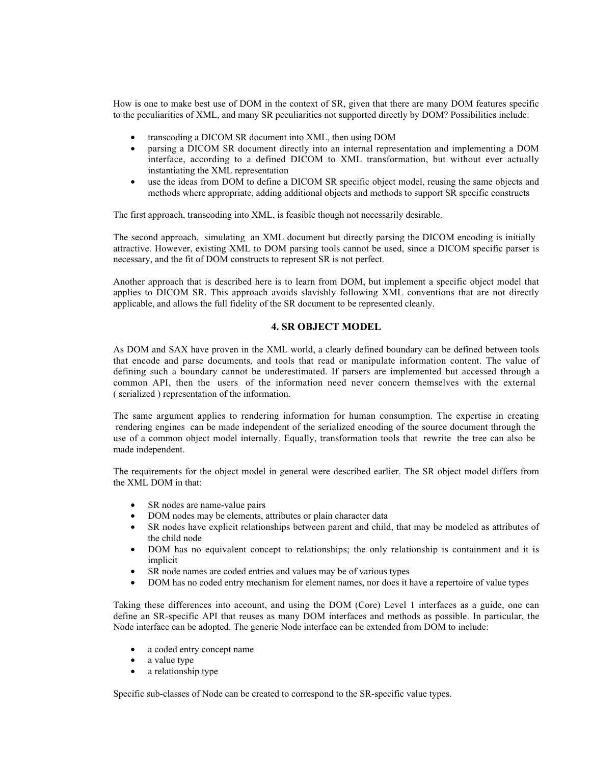How is one to make best use of DOM in the context of SR, given that there are many DOM features specific to the peculiarities of XML, and many SR peculiarities not supported directly by DOM? Possibilities include:

- transcoding a DICOM SR document into XML, then using DOM
- parsing a DICOM SR document directly into an internal representation and implementing a DOM interface, according to a defined DICOM to XML transformation, but without ever actually instantiating the XML representation
- use the ideas from DOM to define a DICOM SR specific object model, reusing the same objects and methods where appropriate, adding additional objects and methods to support SR specific constructs

The first approach, transcoding into XML, is feasible though not necessarily desirable.

The second approach, simulating an XML document but directly parsing the DICOM encoding is initially attractive. However, existing XML to DOM parsing tools cannot be used, since a DICOM specific parser is necessary, and the fit of DOM constructs to represent SR is not perfect.

Another approach that is described here is to learn from DOM, but implement a specific object model that applies to DICOM SR. This approach avoids slavishly following XML conventions that are not directly applicable, and allows the full fidelity of the SR document to be represented cleanly.

## 4. SR OBJECT MODEL

As DOM and SAX have proven in the XML world, a clearly defined boundary can be defined between tools that encode and parse documents, and tools that read or manipulate information content. The value of defining such a boundary cannot be underestimated. If parsers are implemented but accessed through a common API, then the users of the information need never concern themselves with the external ( serialized ) representation of the information.

The same argument applies to rendering information for human consumption. The expertise in creating rendering engines can be made independent of the serialized encoding of the source document through the use of a common object model internally. Equally, transformation tools that rewrite the tree can also be made independent.

The requirements for the object model in general were described earlier. The SR object model differs from the XML DOM in that:

- SR nodes are name-value pairs
- DOM nodes may be elements, attributes or plain character data
- SR nodes have explicit relationships between parent and child, that may be modeled as attributes of the child node
- DOM has no equivalent concept to relationships; the only relationship is containment and it is implicit
- SR node names are coded entries and values may be of various types
- DOM has no coded entry mechanism for element names, nor does it have a repertoire of value types

Taking these differences into account, and using the DOM (Core) Level 1 interfaces as a guide, one can define an SR-specific API that reuses as many DOM interfaces and methods as possible. In particular, the Node interface can be adopted. The generic Node interface can be extended from DOM to include:

- a coded entry concept name
- a value type
- a relationship type

Specific sub-classes of Node can be created to correspond to the SR-specific value types.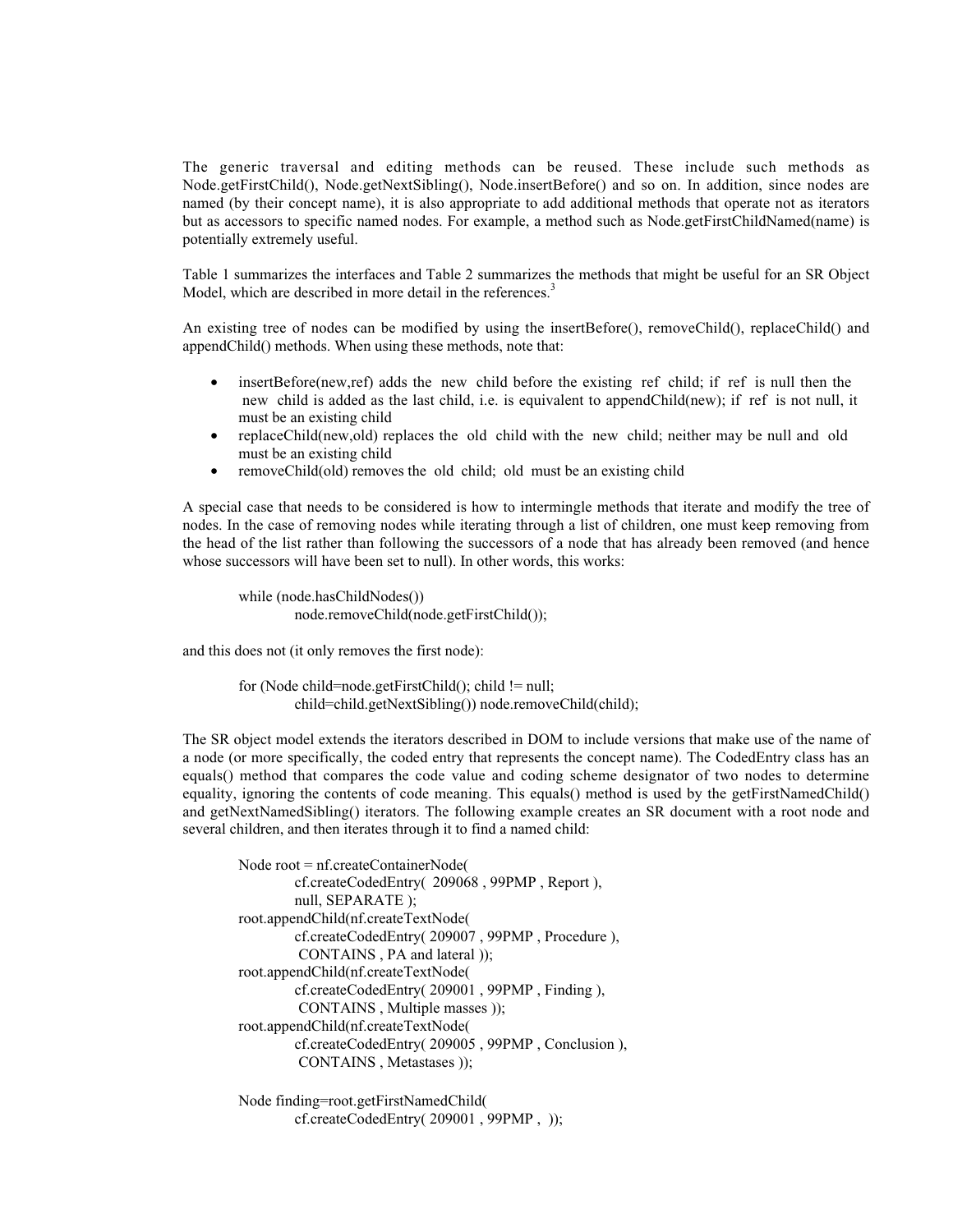The generic traversal and editing methods can be reused. These include such methods as Node.getFirstChild(), Node.getNextSibling(), Node.insertBefore() and so on. In addition, since nodes are named (by their concept name), it is also appropriate to add additional methods that operate not as iterators but as accessors to specific named nodes. For example, a method such as Node.getFirstChildNamed(name) is potentially extremely useful.

Table 1 summarizes the interfaces and Table 2 summarizes the methods that might be useful for an SR Object Model, which are described in more detail in the references.[3]

An existing tree of nodes can be modified by using the insertBefore(), removeChild(), replaceChild() and appendChild() methods. When using these methods, note that:

- insertBefore(new,ref) adds the new child before the existing ref child; if ref is null then the new child is added as the last child, i.e. is equivalent to appendChild(new); if ref is not null, it must be an existing child
- replaceChild(new,old) replaces the old child with the new child; neither may be null and old must be an existing child
- removeChild(old) removes the old child; old must be an existing child

A special case that needs to be considered is how to intermingle methods that iterate and modify the tree of nodes. In the case of removing nodes while iterating through a list of children, one must keep removing from the head of the list rather than following the successors of a node that has already been removed (and hence whose successors will have been set to null). In other words, this works:

```
while (node.hasChildNodes())
        node.removeChild(node.getFirstChild());
```

and this does not (it only removes the first node):

```
for (Node child=node.getFirstChild(); child != null;
        child=child.getNextSibling()) node.removeChild(child);
```

The SR object model extends the iterators described in DOM to include versions that make use of the name of a node (or more specifically, the coded entry that represents the concept name). The CodedEntry class has an equals() method that compares the code value and coding scheme designator of two nodes to determine equality, ignoring the contents of code meaning. This equals() method is used by the getFirstNamedChild() and getNextNamedSibling() iterators. The following example creates an SR document with a root node and several children, and then iterates through it to find a named child:

```
Node root = nf.createContainerNode(
        cf.createCodedEntry( 209068 , 99PMP , Report ),
        null, SEPARATE );
root.appendChild(nf.createTextNode(
        cf.createCodedEntry( 209007 , 99PMP , Procedure ),
         CONTAINS , PA and lateral ));
root.appendChild(nf.createTextNode(
        cf.createCodedEntry( 209001 , 99PMP , Finding ),
         CONTAINS , Multiple masses ));
root.appendChild(nf.createTextNode(
        cf.createCodedEntry( 209005 , 99PMP , Conclusion ),
         CONTAINS , Metastases ));

Node finding=root.getFirstNamedChild(
        cf.createCodedEntry( 209001 , 99PMP ,  ));
```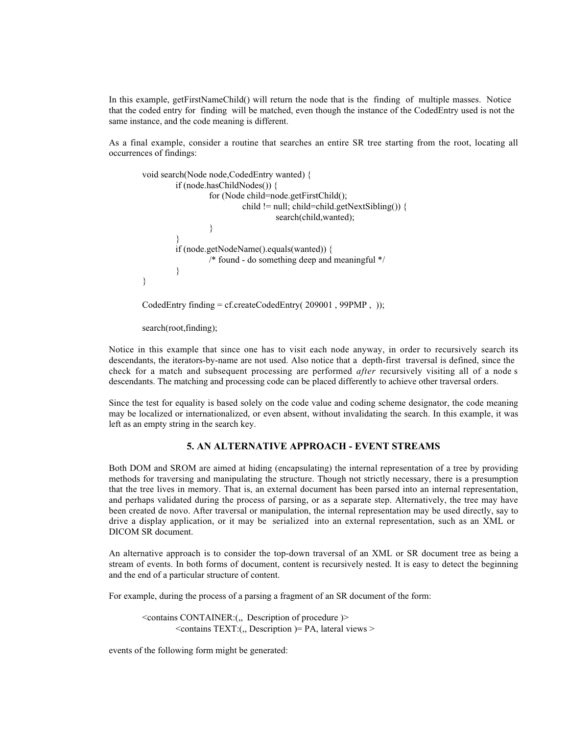In this example, getFirstNameChild() will return the node that is the  finding  of  multiple masses.  Notice that the coded entry for  finding  will be matched, even though the instance of the CodedEntry used is not the same instance, and the code meaning is different.

As a final example, consider a routine that searches an entire SR tree starting from the root, locating all occurrences of findings:

```
void search(Node node,CodedEntry wanted) {
        if (node.hasChildNodes()) {
                for (Node child=node.getFirstChild();
                        child != null; child=child.getNextSibling()) {
                                search(child,wanted);
                }
        }
        if (node.getNodeName().equals(wanted)) {
                /* found - do something deep and meaningful */
        }
}

CodedEntry finding = cf.createCodedEntry( 209001 , 99PMP ,  ));

search(root,finding);
```

Notice in this example that since one has to visit each node anyway, in order to recursively search its descendants, the iterators-by-name are not used. Also notice that a  depth-first  traversal is defined, since the check for a match and subsequent processing are performed *after* recursively visiting all of a node s descendants. The matching and processing code can be placed differently to achieve other traversal orders.

Since the test for equality is based solely on the code value and coding scheme designator, the code meaning may be localized or internationalized, or even absent, without invalidating the search. In this example, it was left as an empty string in the search key.

## 5. AN ALTERNATIVE APPROACH - EVENT STREAMS

Both DOM and SROM are aimed at hiding (encapsulating) the internal representation of a tree by providing methods for traversing and manipulating the structure. Though not strictly necessary, there is a presumption that the tree lives in memory. That is, an external document has been parsed into an internal representation, and perhaps validated during the process of parsing, or as a separate step. Alternatively, the tree may have been created de novo. After traversal or manipulation, the internal representation may be used directly, say to drive a display application, or it may be  serialized  into an external representation, such as an XML or DICOM SR document.

An alternative approach is to consider the top-down traversal of an XML or SR document tree as being a stream of events. In both forms of document, content is recursively nested. It is easy to detect the beginning and the end of a particular structure of content.

For example, during the process of a parsing a fragment of an SR document of the form:

```
<contains CONTAINER:(,, Description of procedure )>
        <contains TEXT:(,, Description )= PA, lateral views >
```

events of the following form might be generated: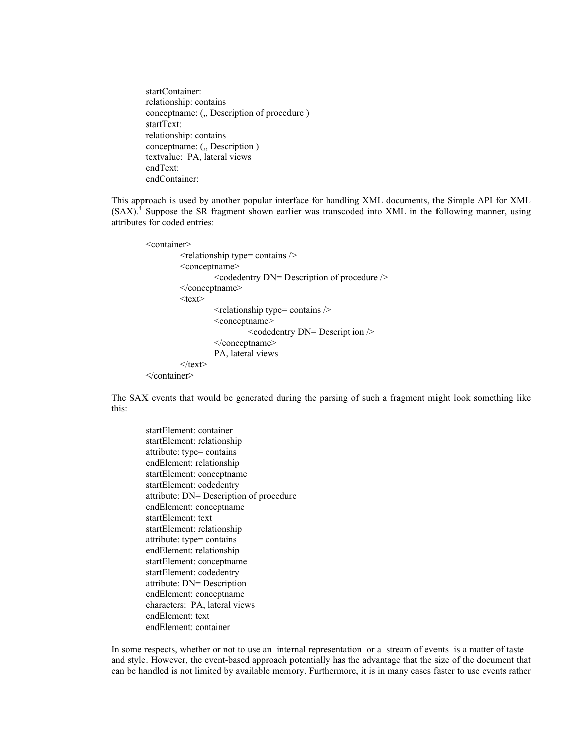```
startContainer:
relationship: contains
conceptname: (,, Description of procedure )
startText:
relationship: contains
conceptname: (,, Description )
textvalue:  PA, lateral views
endText:
endContainer:
```

This approach is used by another popular interface for handling XML documents, the Simple API for XML (SAX).[4] Suppose the SR fragment shown earlier was transcoded into XML in the following manner, using attributes for coded entries:

```
<container>
        <relationship type= contains />
        <conceptname>
                <codedentry DN= Description of procedure />
        </conceptname>
        <text>
                <relationship type= contains />
                <conceptname>
                        <codedentry DN= Descript ion />
                </conceptname>
                PA, lateral views
        </text>
</container>
```

The SAX events that would be generated during the parsing of such a fragment might look something like this:

```
startElement: container
startElement: relationship
attribute: type= contains
endElement: relationship
startElement: conceptname
startElement: codedentry
attribute: DN= Description of procedure
endElement: conceptname
startElement: text
startElement: relationship
attribute: type= contains
endElement: relationship
startElement: conceptname
startElement: codedentry
attribute: DN= Description
endElement: conceptname
characters:  PA, lateral views
endElement: text
endElement: container
```

In some respects, whether or not to use an  internal representation  or a  stream of events  is a matter of taste and style. However, the event-based approach potentially has the advantage that the size of the document that can be handled is not limited by available memory. Furthermore, it is in many cases faster to use events rather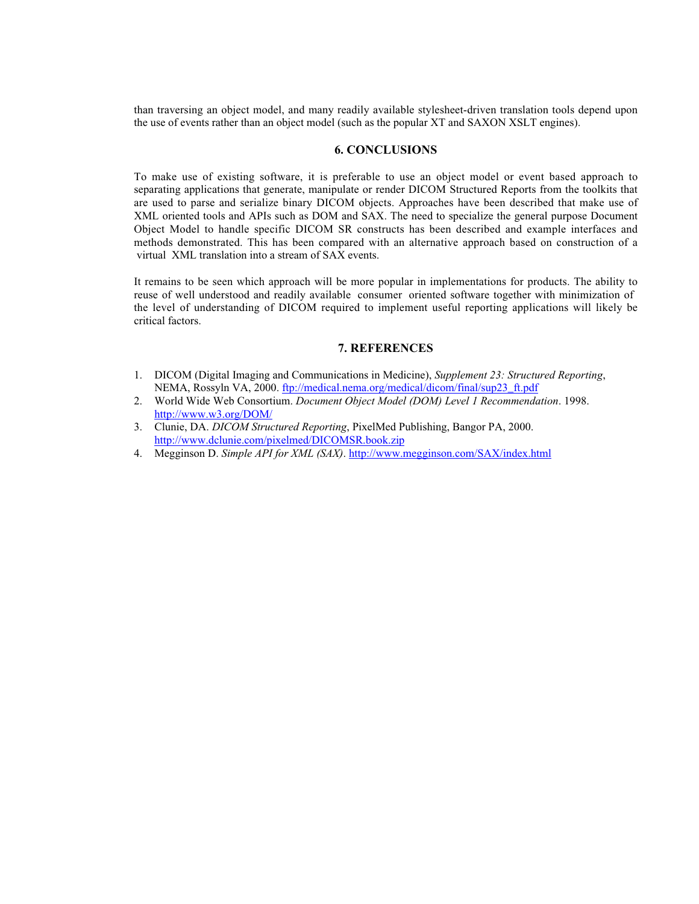than traversing an object model, and many readily available stylesheet-driven translation tools depend upon the use of events rather than an object model (such as the popular XT and SAXON XSLT engines).

## 6. CONCLUSIONS

To make use of existing software, it is preferable to use an object model or event based approach to separating applications that generate, manipulate or render DICOM Structured Reports from the toolkits that are used to parse and serialize binary DICOM objects. Approaches have been described that make use of XML oriented tools and APIs such as DOM and SAX. The need to specialize the general purpose Document Object Model to handle specific DICOM SR constructs has been described and example interfaces and methods demonstrated. This has been compared with an alternative approach based on construction of a virtual XML translation into a stream of SAX events.

It remains to be seen which approach will be more popular in implementations for products. The ability to reuse of well understood and readily available consumer oriented software together with minimization of the level of understanding of DICOM required to implement useful reporting applications will likely be critical factors.

## 7. REFERENCES

1. DICOM (Digital Imaging and Communications in Medicine), *Supplement 23: Structured Reporting*, NEMA, Rossyln VA, 2000. ftp://medical.nema.org/medical/dicom/final/sup23_ft.pdf
2. World Wide Web Consortium. *Document Object Model (DOM) Level 1 Recommendation*. 1998. http://www.w3.org/DOM/
3. Clunie, DA. *DICOM Structured Reporting*, PixelMed Publishing, Bangor PA, 2000. http://www.dclunie.com/pixelmed/DICOMSR.book.zip
4. Megginson D. *Simple API for XML (SAX)*. http://www.megginson.com/SAX/index.html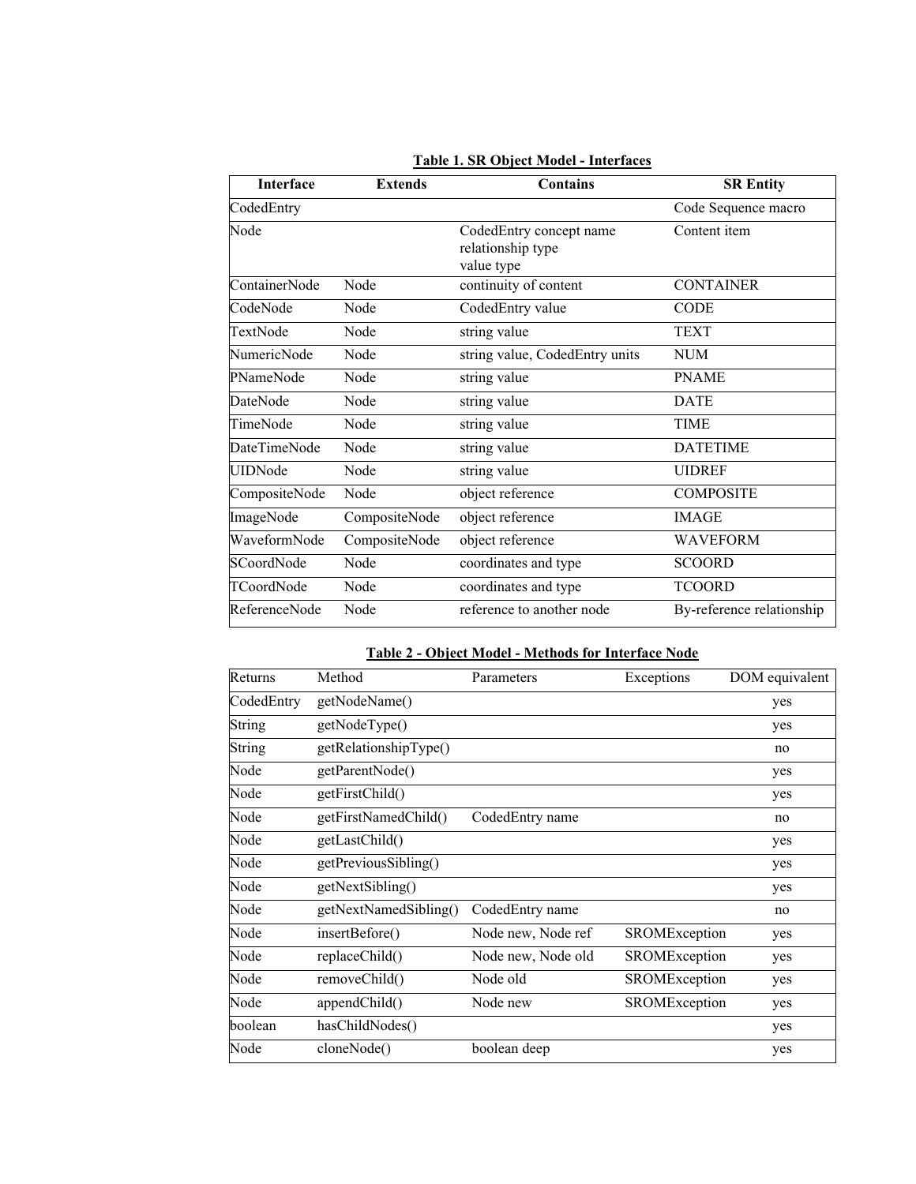**Table 1. SR Object Model - Interfaces**

| Interface | Extends | Contains | SR Entity |
|---|---|---|---|
| CodedEntry | | | Code Sequence macro |
| Node | | CodedEntry concept name<br>relationship type<br>value type | Content item |
| ContainerNode | Node | continuity of content | CONTAINER |
| CodeNode | Node | CodedEntry value | CODE |
| TextNode | Node | string value | TEXT |
| NumericNode | Node | string value, CodedEntry units | NUM |
| PNameNode | Node | string value | PNAME |
| DateNode | Node | string value | DATE |
| TimeNode | Node | string value | TIME |
| DateTimeNode | Node | string value | DATETIME |
| UIDNode | Node | string value | UIDREF |
| CompositeNode | Node | object reference | COMPOSITE |
| ImageNode | CompositeNode | object reference | IMAGE |
| WaveformNode | CompositeNode | object reference | WAVEFORM |
| SCoordNode | Node | coordinates and type | SCOORD |
| TCoordNode | Node | coordinates and type | TCOORD |
| ReferenceNode | Node | reference to another node | By-reference relationship |

**Table 2 - Object Model - Methods for Interface Node**

| Returns | Method | Parameters | Exceptions | DOM equivalent |
|---|---|---|---|---|
| CodedEntry | getNodeName() | | | yes |
| String | getNodeType() | | | yes |
| String | getRelationshipType() | | | no |
| Node | getParentNode() | | | yes |
| Node | getFirstChild() | | | yes |
| Node | getFirstNamedChild() | CodedEntry name | | no |
| Node | getLastChild() | | | yes |
| Node | getPreviousSibling() | | | yes |
| Node | getNextSibling() | | | yes |
| Node | getNextNamedSibling() | CodedEntry name | | no |
| Node | insertBefore() | Node new, Node ref | SROMException | yes |
| Node | replaceChild() | Node new, Node old | SROMException | yes |
| Node | removeChild() | Node old | SROMException | yes |
| Node | appendChild() | Node new | SROMException | yes |
| boolean | hasChildNodes() | | | yes |
| Node | cloneNode() | boolean deep | | yes |